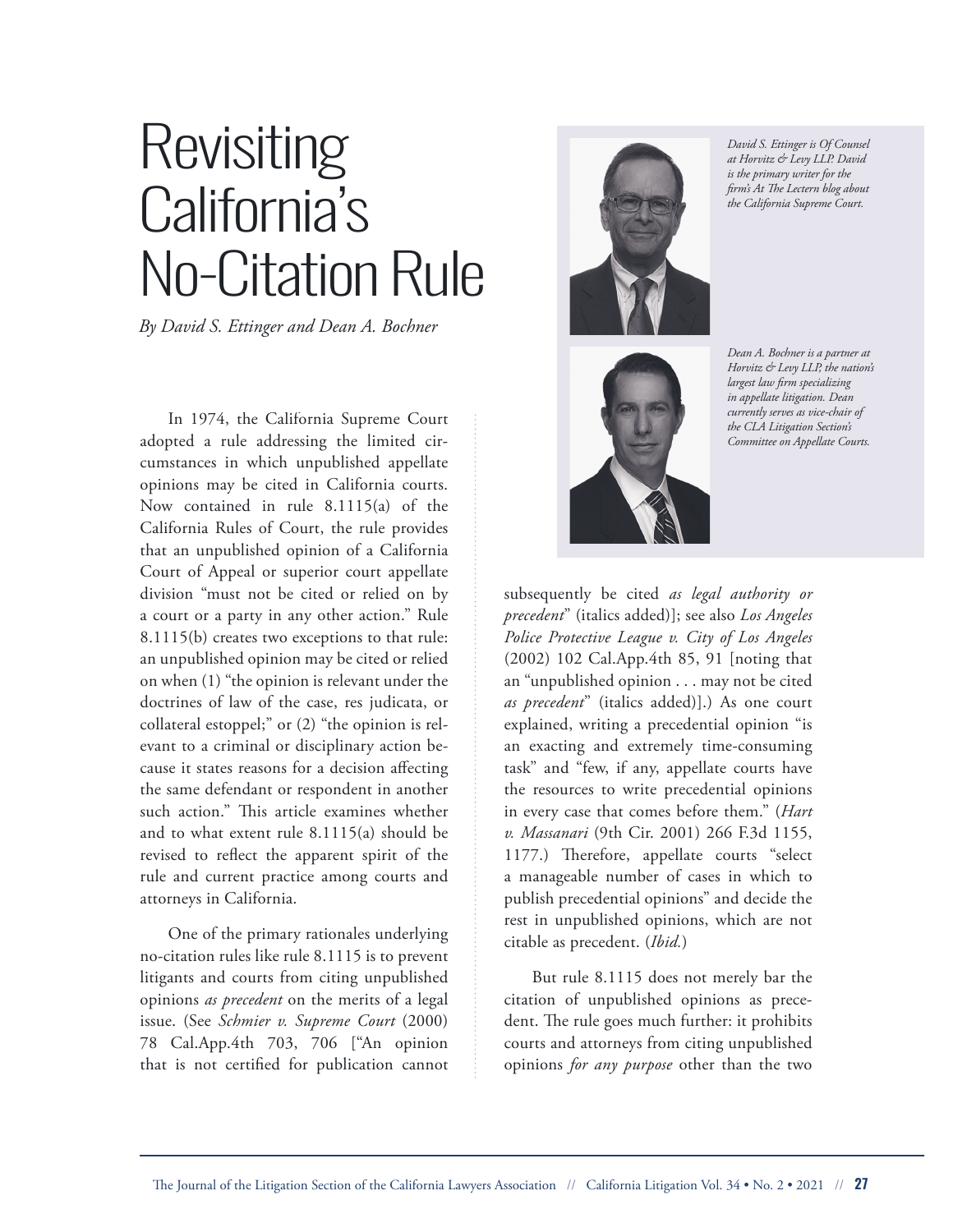# Revisiting California's No-Citation Rule

*By David S. Ettinger and Dean A. Bochner*

*David S. Ettinger is Of Counsel at Horvitz & Levy LLP. David is the primary writer for the firm's At The Lectern blog about the California Supreme Court.*

*Dean A. Bochner is a partner at Horvitz & Levy LLP, the nation's largest law firm specializing in appellate litigation. Dean currently serves as vice-chair of the CLA Litigation Section's Committee on Appellate Courts.*

In 1974, the California Supreme Court adopted a rule addressing the limited circumstances in which unpublished appellate opinions may be cited in California courts. Now contained in rule 8.1115(a) of the California Rules of Court, the rule provides that an unpublished opinion of a California Court of Appeal or superior court appellate division "must not be cited or relied on by a court or a party in any other action." Rule 8.1115(b) creates two exceptions to that rule: an unpublished opinion may be cited or relied on when (1) "the opinion is relevant under the doctrines of law of the case, res judicata, or collateral estoppel;" or (2) "the opinion is relevant to a criminal or disciplinary action because it states reasons for a decision affecting the same defendant or respondent in another such action." This article examines whether and to what extent rule 8.1115(a) should be revised to reflect the apparent spirit of the rule and current practice among courts and attorneys in California.

One of the primary rationales underlying no-citation rules like rule 8.1115 is to prevent litigants and courts from citing unpublished opinions *as precedent* on the merits of a legal issue. (See *Schmier v. Supreme Court* (2000) 78 Cal.App.4th 703, 706 ["An opinion that is not certified for publication cannot subsequently be cited *as legal authority or precedent*" (italics added)]; see also *Los Angeles Police Protective League v. City of Los Angeles* (2002) 102 Cal.App.4th 85, 91 [noting that an "unpublished opinion . . . may not be cited *as precedent*" (italics added)].) As one court explained, writing a precedential opinion "is an exacting and extremely time-consuming task" and "few, if any, appellate courts have the resources to write precedential opinions in every case that comes before them." (*Hart v. Massanari* (9th Cir. 2001) 266 F.3d 1155, 1177.) Therefore, appellate courts "select a manageable number of cases in which to publish precedential opinions" and decide the rest in unpublished opinions, which are not citable as precedent. (*Ibid.*)

But rule 8.1115 does not merely bar the citation of unpublished opinions as precedent. The rule goes much further: it prohibits courts and attorneys from citing unpublished opinions *for any purpose* other than the two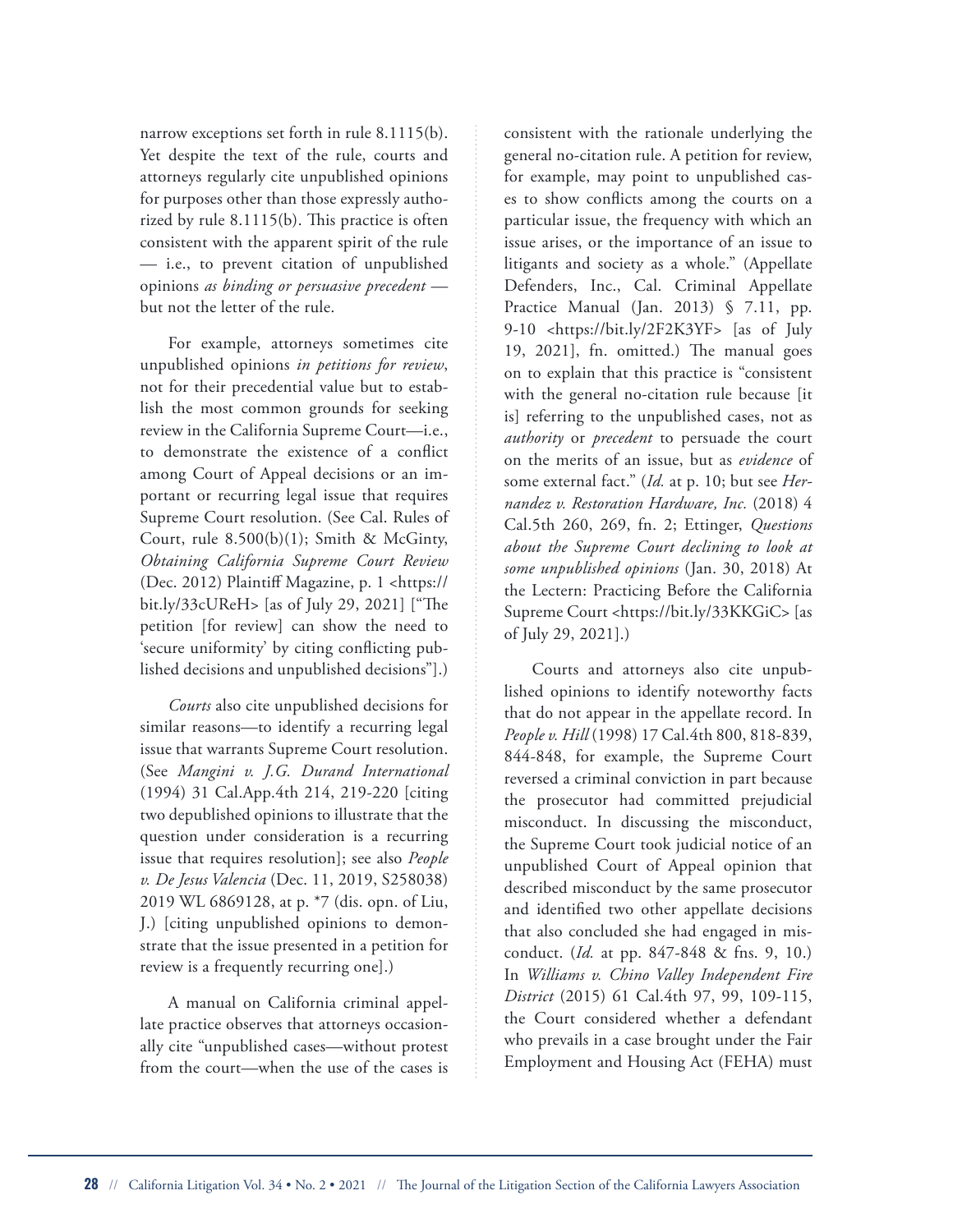narrow exceptions set forth in rule 8.1115(b). Yet despite the text of the rule, courts and attorneys regularly cite unpublished opinions for purposes other than those expressly authorized by rule 8.1115(b). This practice is often consistent with the apparent spirit of the rule — i.e., to prevent citation of unpublished opinions *as binding or persuasive precedent* — but not the letter of the rule.

For example, attorneys sometimes cite unpublished opinions *in petitions for review*, not for their precedential value but to establish the most common grounds for seeking review in the California Supreme Court—i.e., to demonstrate the existence of a conflict among Court of Appeal decisions or an important or recurring legal issue that requires Supreme Court resolution. (See Cal. Rules of Court, rule 8.500(b)(1); Smith & McGinty, *Obtaining California Supreme Court Review* (Dec. 2012) Plaintiff Magazine, p. 1 <https://bit.ly/33cUReH> [as of July 29, 2021] ["The petition [for review] can show the need to 'secure uniformity' by citing conflicting published decisions and unpublished decisions"].)

*Courts* also cite unpublished decisions for similar reasons—to identify a recurring legal issue that warrants Supreme Court resolution. (See *Mangini v. J.G. Durand International* (1994) 31 Cal.App.4th 214, 219-220 [citing two depublished opinions to illustrate that the question under consideration is a recurring issue that requires resolution]; see also *People v. De Jesus Valencia* (Dec. 11, 2019, S258038) 2019 WL 6869128, at p. *7 (dis. opn. of Liu, J.) [citing unpublished opinions to demonstrate that the issue presented in a petition for review is a frequently recurring one].)

A manual on California criminal appellate practice observes that attorneys occasionally cite "unpublished cases—without protest from the court—when the use of the cases is consistent with the rationale underlying the general no-citation rule. A petition for review, for example, may point to unpublished cases to show conflicts among the courts on a particular issue, the frequency with which an issue arises, or the importance of an issue to litigants and society as a whole." (Appellate Defenders, Inc., Cal. Criminal Appellate Practice Manual (Jan. 2013) § 7.11, pp. 9-10 <https://bit.ly/2F2K3YF> [as of July 19, 2021], fn. omitted.) The manual goes on to explain that this practice is "consistent with the general no-citation rule because [it is] referring to the unpublished cases, not as *authority* or *precedent* to persuade the court on the merits of an issue, but as *evidence* of some external fact." (*Id.* at p. 10; but see *Hernandez v. Restoration Hardware, Inc.* (2018) 4 Cal.5th 260, 269, fn. 2; Ettinger, *Questions about the Supreme Court declining to look at some unpublished opinions* (Jan. 30, 2018) At the Lectern: Practicing Before the California Supreme Court <https://bit.ly/33KKGiC> [as of July 29, 2021].)

Courts and attorneys also cite unpublished opinions to identify noteworthy facts that do not appear in the appellate record. In *People v. Hill* (1998) 17 Cal.4th 800, 818-839, 844-848, for example, the Supreme Court reversed a criminal conviction in part because the prosecutor had committed prejudicial misconduct. In discussing the misconduct, the Supreme Court took judicial notice of an unpublished Court of Appeal opinion that described misconduct by the same prosecutor and identified two other appellate decisions that also concluded she had engaged in misconduct. (*Id.* at pp. 847-848 & fns. 9, 10.) In *Williams v. Chino Valley Independent Fire District* (2015) 61 Cal.4th 97, 99, 109-115, the Court considered whether a defendant who prevails in a case brought under the Fair Employment and Housing Act (FEHA) must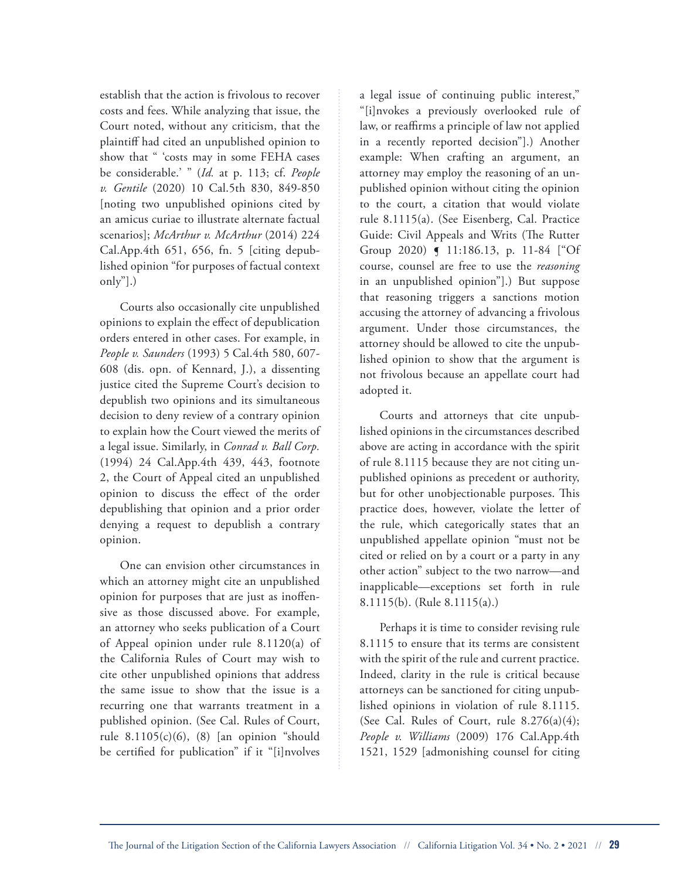establish that the action is frivolous to recover costs and fees. While analyzing that issue, the Court noted, without any criticism, that the plaintiff had cited an unpublished opinion to show that " 'costs may in some FEHA cases be considerable.' " (*Id.* at p. 113; cf. *People v. Gentile* (2020) 10 Cal.5th 830, 849-850 [noting two unpublished opinions cited by an amicus curiae to illustrate alternate factual scenarios]; *McArthur v. McArthur* (2014) 224 Cal.App.4th 651, 656, fn. 5 [citing depublished opinion "for purposes of factual context only"].)

Courts also occasionally cite unpublished opinions to explain the effect of depublication orders entered in other cases. For example, in *People v. Saunders* (1993) 5 Cal.4th 580, 607-608 (dis. opn. of Kennard, J.), a dissenting justice cited the Supreme Court's decision to depublish two opinions and its simultaneous decision to deny review of a contrary opinion to explain how the Court viewed the merits of a legal issue. Similarly, in *Conrad v. Ball Corp.* (1994) 24 Cal.App.4th 439, 443, footnote 2, the Court of Appeal cited an unpublished opinion to discuss the effect of the order depublishing that opinion and a prior order denying a request to depublish a contrary opinion.

One can envision other circumstances in which an attorney might cite an unpublished opinion for purposes that are just as inoffensive as those discussed above. For example, an attorney who seeks publication of a Court of Appeal opinion under rule 8.1120(a) of the California Rules of Court may wish to cite other unpublished opinions that address the same issue to show that the issue is a recurring one that warrants treatment in a published opinion. (See Cal. Rules of Court, rule 8.1105(c)(6), (8) [an opinion "should be certified for publication" if it "[i]nvolves a legal issue of continuing public interest," "[i]nvokes a previously overlooked rule of law, or reaffirms a principle of law not applied in a recently reported decision"].) Another example: When crafting an argument, an attorney may employ the reasoning of an unpublished opinion without citing the opinion to the court, a citation that would violate rule 8.1115(a). (See Eisenberg, Cal. Practice Guide: Civil Appeals and Writs (The Rutter Group 2020) ¶ 11:186.13, p. 11-84 ["Of course, counsel are free to use the *reasoning* in an unpublished opinion"].) But suppose that reasoning triggers a sanctions motion accusing the attorney of advancing a frivolous argument. Under those circumstances, the attorney should be allowed to cite the unpublished opinion to show that the argument is not frivolous because an appellate court had adopted it.

Courts and attorneys that cite unpublished opinions in the circumstances described above are acting in accordance with the spirit of rule 8.1115 because they are not citing unpublished opinions as precedent or authority, but for other unobjectionable purposes. This practice does, however, violate the letter of the rule, which categorically states that an unpublished appellate opinion "must not be cited or relied on by a court or a party in any other action" subject to the two narrow—and inapplicable—exceptions set forth in rule 8.1115(b). (Rule 8.1115(a).)

Perhaps it is time to consider revising rule 8.1115 to ensure that its terms are consistent with the spirit of the rule and current practice. Indeed, clarity in the rule is critical because attorneys can be sanctioned for citing unpublished opinions in violation of rule 8.1115. (See Cal. Rules of Court, rule 8.276(a)(4); *People v. Williams* (2009) 176 Cal.App.4th 1521, 1529 [admonishing counsel for citing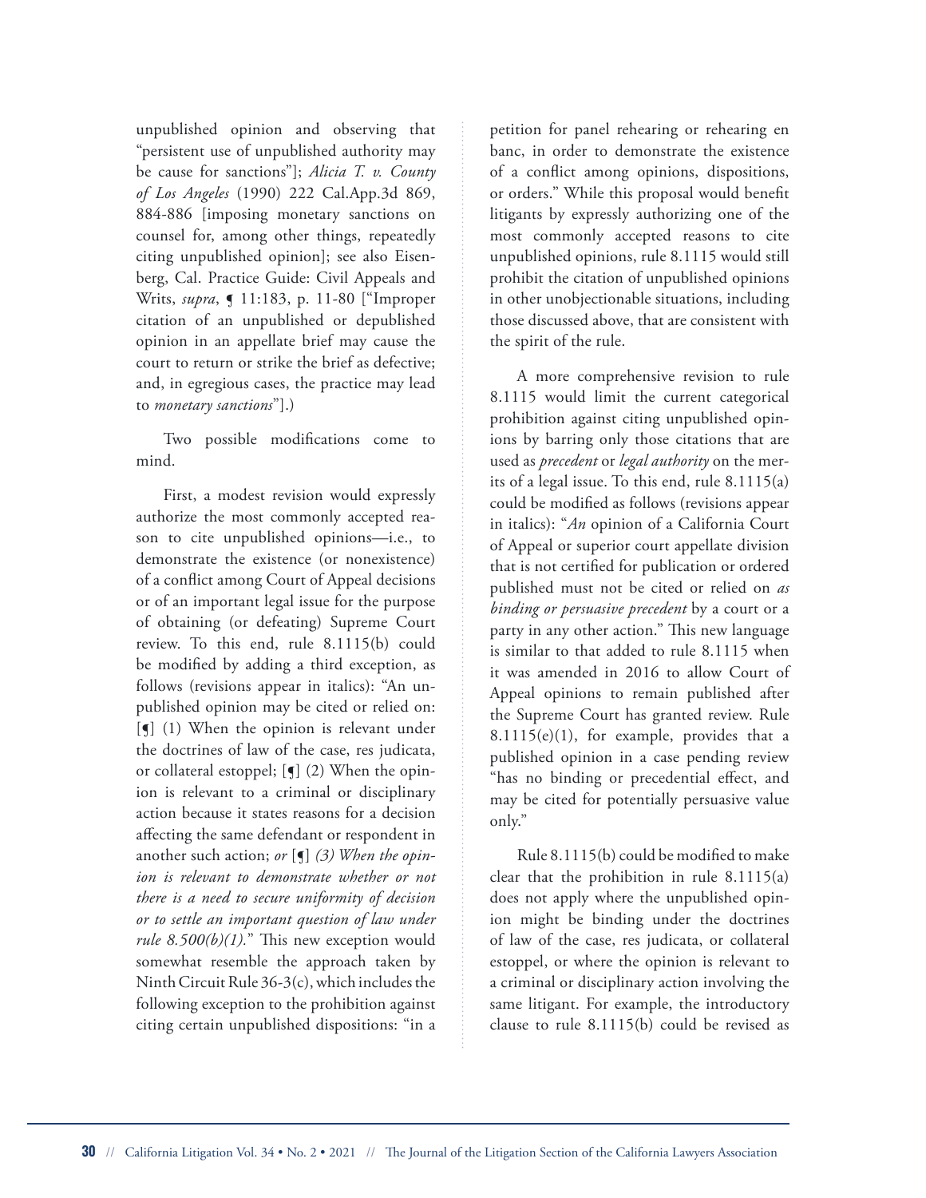unpublished opinion and observing that "persistent use of unpublished authority may be cause for sanctions"]; *Alicia T. v. County of Los Angeles* (1990) 222 Cal.App.3d 869, 884-886 [imposing monetary sanctions on counsel for, among other things, repeatedly citing unpublished opinion]; see also Eisenberg, Cal. Practice Guide: Civil Appeals and Writs, *supra*, ¶ 11:183, p. 11-80 ["Improper citation of an unpublished or depublished opinion in an appellate brief may cause the court to return or strike the brief as defective; and, in egregious cases, the practice may lead to *monetary sanctions*"].)

Two possible modifications come to mind.

First, a modest revision would expressly authorize the most commonly accepted reason to cite unpublished opinions—i.e., to demonstrate the existence (or nonexistence) of a conflict among Court of Appeal decisions or of an important legal issue for the purpose of obtaining (or defeating) Supreme Court review. To this end, rule 8.1115(b) could be modified by adding a third exception, as follows (revisions appear in italics): "An unpublished opinion may be cited or relied on: [¶] (1) When the opinion is relevant under the doctrines of law of the case, res judicata, or collateral estoppel; [¶] (2) When the opinion is relevant to a criminal or disciplinary action because it states reasons for a decision affecting the same defendant or respondent in another such action; *or* [¶] *(3) When the opinion is relevant to demonstrate whether or not there is a need to secure uniformity of decision or to settle an important question of law under rule 8.500(b)(1).*" This new exception would somewhat resemble the approach taken by Ninth Circuit Rule 36-3(c), which includes the following exception to the prohibition against citing certain unpublished dispositions: "in a petition for panel rehearing or rehearing en banc, in order to demonstrate the existence of a conflict among opinions, dispositions, or orders." While this proposal would benefit litigants by expressly authorizing one of the most commonly accepted reasons to cite unpublished opinions, rule 8.1115 would still prohibit the citation of unpublished opinions in other unobjectionable situations, including those discussed above, that are consistent with the spirit of the rule.

A more comprehensive revision to rule 8.1115 would limit the current categorical prohibition against citing unpublished opinions by barring only those citations that are used as *precedent* or *legal authority* on the merits of a legal issue. To this end, rule 8.1115(a) could be modified as follows (revisions appear in italics): "*An* opinion of a California Court of Appeal or superior court appellate division that is not certified for publication or ordered published must not be cited or relied on *as binding or persuasive precedent* by a court or a party in any other action." This new language is similar to that added to rule 8.1115 when it was amended in 2016 to allow Court of Appeal opinions to remain published after the Supreme Court has granted review. Rule 8.1115(e)(1), for example, provides that a published opinion in a case pending review "has no binding or precedential effect, and may be cited for potentially persuasive value only."

Rule 8.1115(b) could be modified to make clear that the prohibition in rule 8.1115(a) does not apply where the unpublished opinion might be binding under the doctrines of law of the case, res judicata, or collateral estoppel, or where the opinion is relevant to a criminal or disciplinary action involving the same litigant. For example, the introductory clause to rule 8.1115(b) could be revised as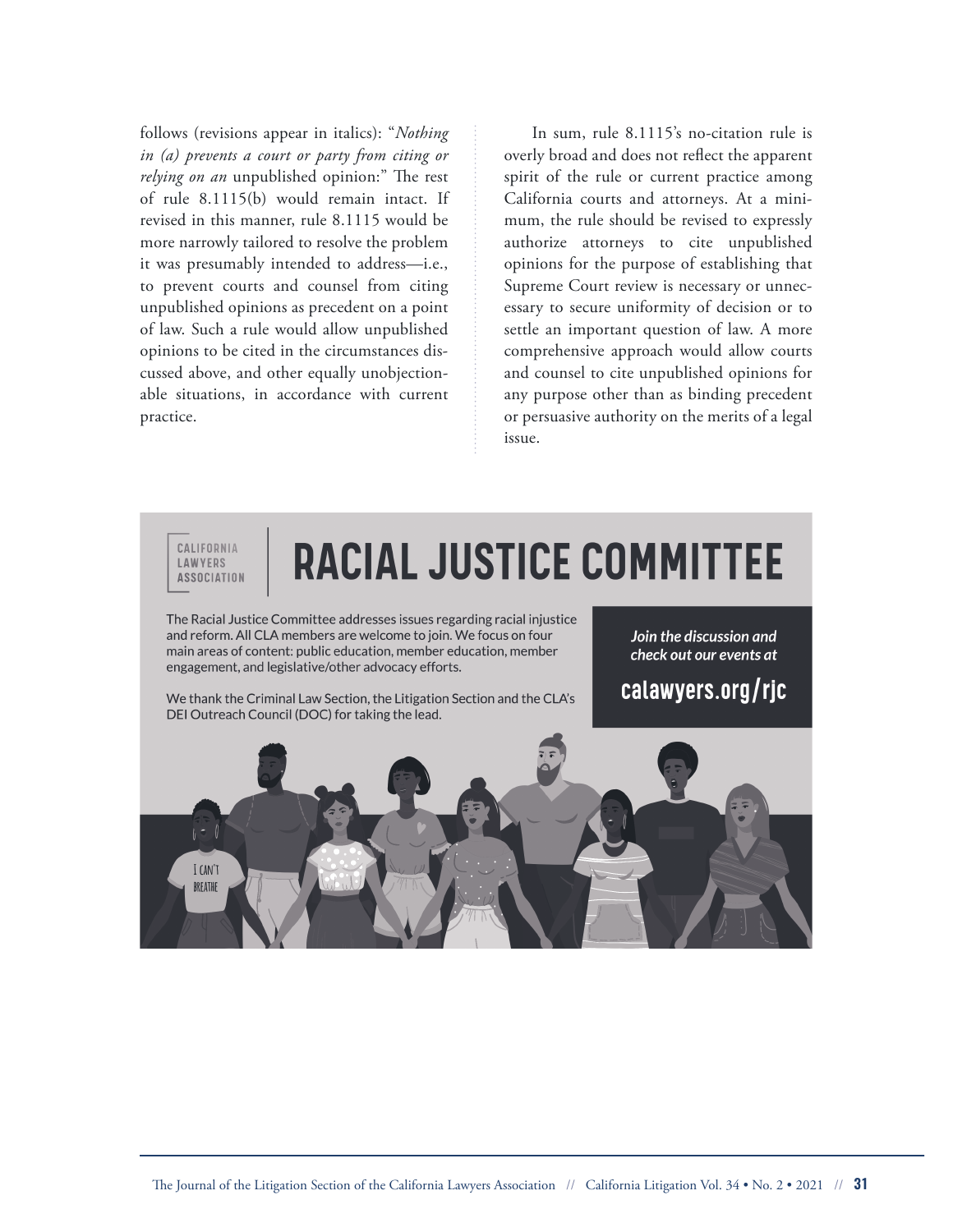follows (revisions appear in italics): "*Nothing in (a) prevents a court or party from citing or relying on an* unpublished opinion:" The rest of rule 8.1115(b) would remain intact. If revised in this manner, rule 8.1115 would be more narrowly tailored to resolve the problem it was presumably intended to address—i.e., to prevent courts and counsel from citing unpublished opinions as precedent on a point of law. Such a rule would allow unpublished opinions to be cited in the circumstances discussed above, and other equally unobjectionable situations, in accordance with current practice.

In sum, rule 8.1115's no-citation rule is overly broad and does not reflect the apparent spirit of the rule or current practice among California courts and attorneys. At a minimum, the rule should be revised to expressly authorize attorneys to cite unpublished opinions for the purpose of establishing that Supreme Court review is necessary or unnecessary to secure uniformity of decision or to settle an important question of law. A more comprehensive approach would allow courts and counsel to cite unpublished opinions for any purpose other than as binding precedent or persuasive authority on the merits of a legal issue.

CALIFORNIA LAWYERS ASSOCIATION

# RACIAL JUSTICE COMMITTEE

The Racial Justice Committee addresses issues regarding racial injustice and reform. All CLA members are welcome to join. We focus on four main areas of content: public education, member education, member engagement, and legislative/other advocacy efforts.

We thank the Criminal Law Section, the Litigation Section and the CLA's DEI Outreach Council (DOC) for taking the lead.

***Join the discussion and check out our events at***

**calawyers.org/rjc**